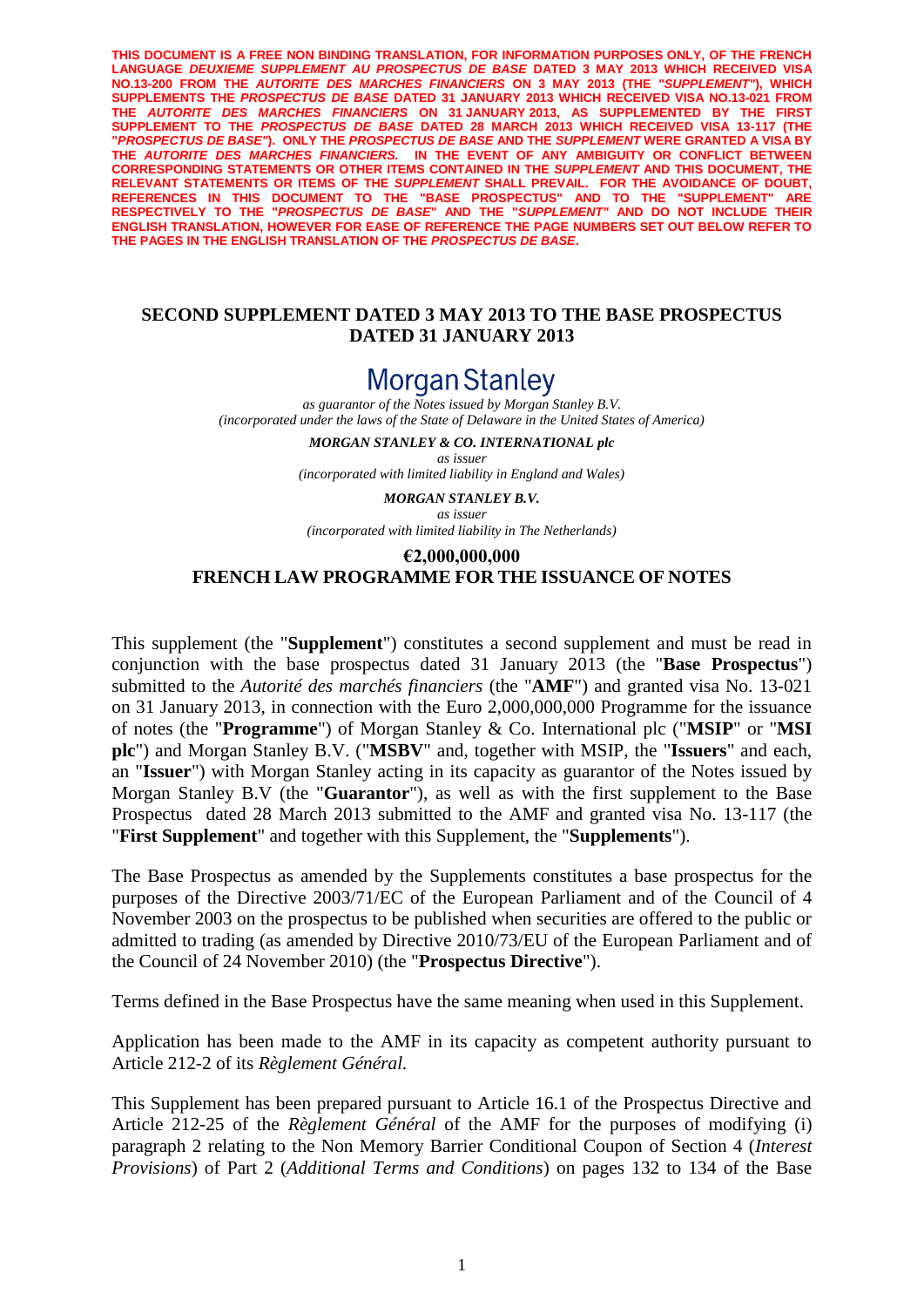**THIS DOCUMENT IS A FREE NON BINDING TRANSLATION, FOR INFORMATION PURPOSES ONLY, OF THE FRENCH LANGUAGE *DEUXIEME SUPPLEMENT AU PROSPECTUS DE BASE* DATED 3 MAY 2013 WHICH RECEIVED VISA NO.13-200 FROM THE *AUTORITE DES MARCHES FINANCIERS* ON 3 MAY 2013 (THE "*SUPPLEMENT*"), WHICH SUPPLEMENTS THE *PROSPECTUS DE BASE* DATED 31 JANUARY 2013 WHICH RECEIVED VISA NO.13-021 FROM THE *AUTORITE DES MARCHES FINANCIERS* ON 31 JANUARY 2013, AS SUPPLEMENTED BY THE FIRST SUPPLEMENT TO THE *PROSPECTUS DE BASE* DATED 28 MARCH 2013 WHICH RECEIVED VISA 13-117 (THE "*PROSPECTUS DE BASE*"). ONLY THE *PROSPECTUS DE BASE* AND THE *SUPPLEMENT* WERE GRANTED A VISA BY THE *AUTORITE DES MARCHES FINANCIERS*. IN THE EVENT OF ANY AMBIGUITY OR CONFLICT BETWEEN CORRESPONDING STATEMENTS OR OTHER ITEMS CONTAINED IN THE *SUPPLEMENT* AND THIS DOCUMENT, THE RELEVANT STATEMENTS OR ITEMS OF THE *SUPPLEMENT* SHALL PREVAIL. FOR THE AVOIDANCE OF DOUBT, REFERENCES IN THIS DOCUMENT TO THE "BASE PROSPECTUS" AND TO THE "SUPPLEMENT" ARE RESPECTIVELY TO THE "*PROSPECTUS DE BASE*" AND THE "*SUPPLEMENT*" AND DO NOT INCLUDE THEIR ENGLISH TRANSLATION, HOWEVER FOR EASE OF REFERENCE THE PAGE NUMBERS SET OUT BELOW REFER TO THE PAGES IN THE ENGLISH TRANSLATION OF THE *PROSPECTUS DE BASE*.**

# SECOND SUPPLEMENT DATED 3 MAY 2013 TO THE BASE PROSPECTUS DATED 31 JANUARY 2013

**Morgan Stanley**

*as guarantor of the Notes issued by Morgan Stanley B.V.*
*(incorporated under the laws of the State of Delaware in the United States of America)*

***MORGAN STANLEY & CO. INTERNATIONAL plc***
*as issuer*
*(incorporated with limited liability in England and Wales)*

***MORGAN STANLEY B.V.***
*as issuer*
*(incorporated with limited liability in The Netherlands)*

## €2,000,000,000
## FRENCH LAW PROGRAMME FOR THE ISSUANCE OF NOTES

This supplement (the "**Supplement**") constitutes a second supplement and must be read in conjunction with the base prospectus dated 31 January 2013 (the "**Base Prospectus**") submitted to the *Autorité des marchés financiers* (the "**AMF**") and granted visa No. 13-021 on 31 January 2013, in connection with the Euro 2,000,000,000 Programme for the issuance of notes (the "**Programme**") of Morgan Stanley & Co. International plc ("**MSIP**" or "**MSI plc**") and Morgan Stanley B.V. ("**MSBV**" and, together with MSIP, the "**Issuers**" and each, an "**Issuer**") with Morgan Stanley acting in its capacity as guarantor of the Notes issued by Morgan Stanley B.V (the "**Guarantor**"), as well as with the first supplement to the Base Prospectus dated 28 March 2013 submitted to the AMF and granted visa No. 13-117 (the "**First Supplement**" and together with this Supplement, the "**Supplements**").

The Base Prospectus as amended by the Supplements constitutes a base prospectus for the purposes of the Directive 2003/71/EC of the European Parliament and of the Council of 4 November 2003 on the prospectus to be published when securities are offered to the public or admitted to trading (as amended by Directive 2010/73/EU of the European Parliament and of the Council of 24 November 2010) (the "**Prospectus Directive**").

Terms defined in the Base Prospectus have the same meaning when used in this Supplement.

Application has been made to the AMF in its capacity as competent authority pursuant to Article 212-2 of its *Règlement Général.*

This Supplement has been prepared pursuant to Article 16.1 of the Prospectus Directive and Article 212-25 of the *Règlement Général* of the AMF for the purposes of modifying (i) paragraph 2 relating to the Non Memory Barrier Conditional Coupon of Section 4 (*Interest Provisions*) of Part 2 (*Additional Terms and Conditions*) on pages 132 to 134 of the Base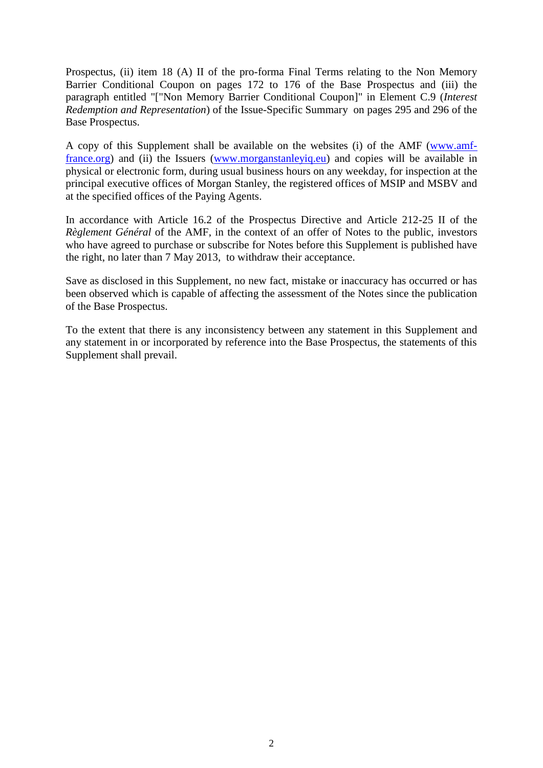Prospectus, (ii) item 18 (A) II of the pro-forma Final Terms relating to the Non Memory Barrier Conditional Coupon on pages 172 to 176 of the Base Prospectus and (iii) the paragraph entitled "["Non Memory Barrier Conditional Coupon]" in Element C.9 (*Interest Redemption and Representation*) of the Issue-Specific Summary on pages 295 and 296 of the Base Prospectus.

A copy of this Supplement shall be available on the websites (i) of the AMF (www.amf-france.org) and (ii) the Issuers (www.morganstanleyiq.eu) and copies will be available in physical or electronic form, during usual business hours on any weekday, for inspection at the principal executive offices of Morgan Stanley, the registered offices of MSIP and MSBV and at the specified offices of the Paying Agents.

In accordance with Article 16.2 of the Prospectus Directive and Article 212-25 II of the *Règlement Général* of the AMF, in the context of an offer of Notes to the public, investors who have agreed to purchase or subscribe for Notes before this Supplement is published have the right, no later than 7 May 2013, to withdraw their acceptance.

Save as disclosed in this Supplement, no new fact, mistake or inaccuracy has occurred or has been observed which is capable of affecting the assessment of the Notes since the publication of the Base Prospectus.

To the extent that there is any inconsistency between any statement in this Supplement and any statement in or incorporated by reference into the Base Prospectus, the statements of this Supplement shall prevail.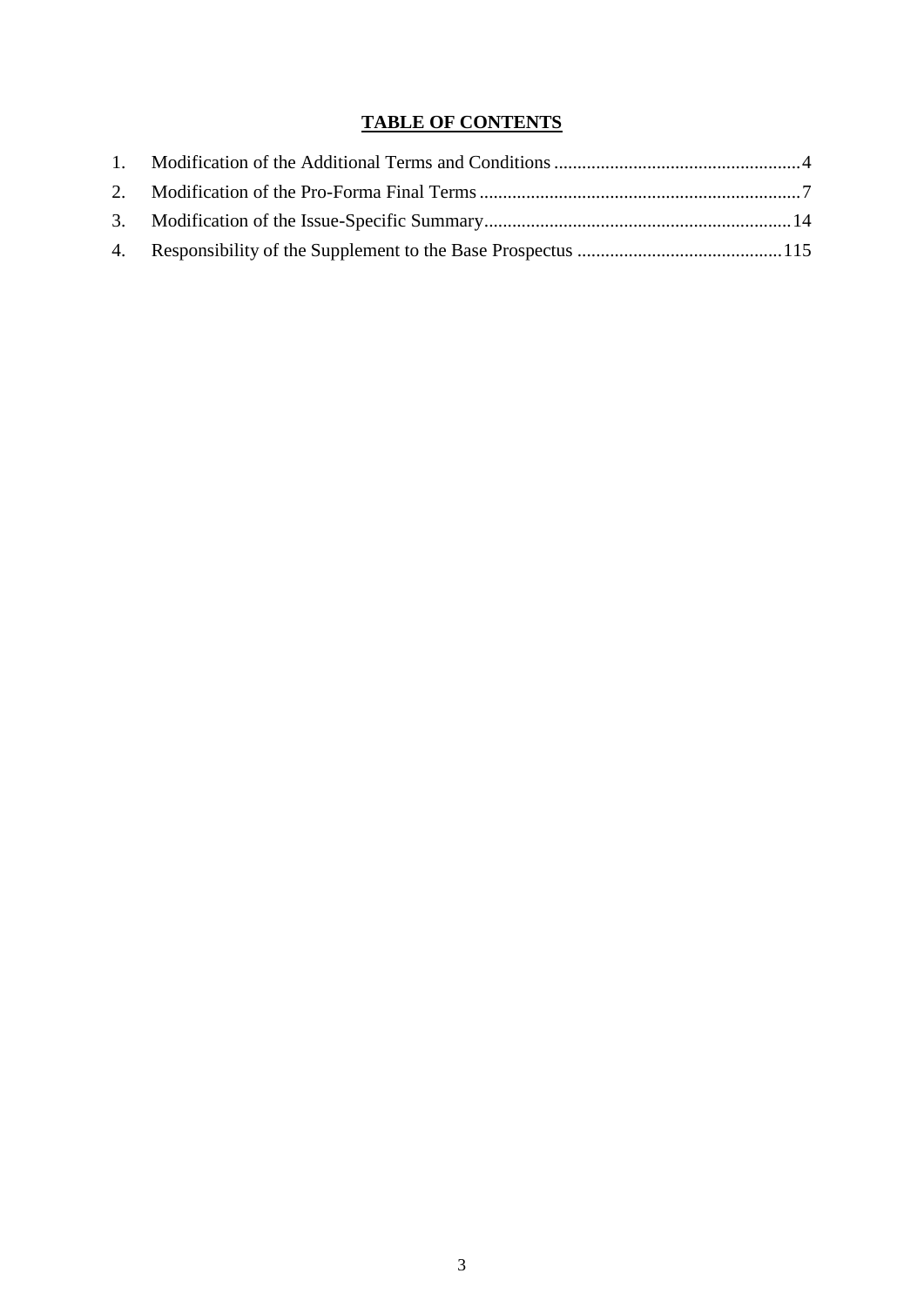# TABLE OF CONTENTS

1. Modification of the Additional Terms and Conditions .................................................... 4
2. Modification of the Pro-Forma Final Terms .................................................................... 7
3. Modification of the Issue-Specific Summary ................................................................. 14
4. Responsibility of the Supplement to the Base Prospectus ............................................ 115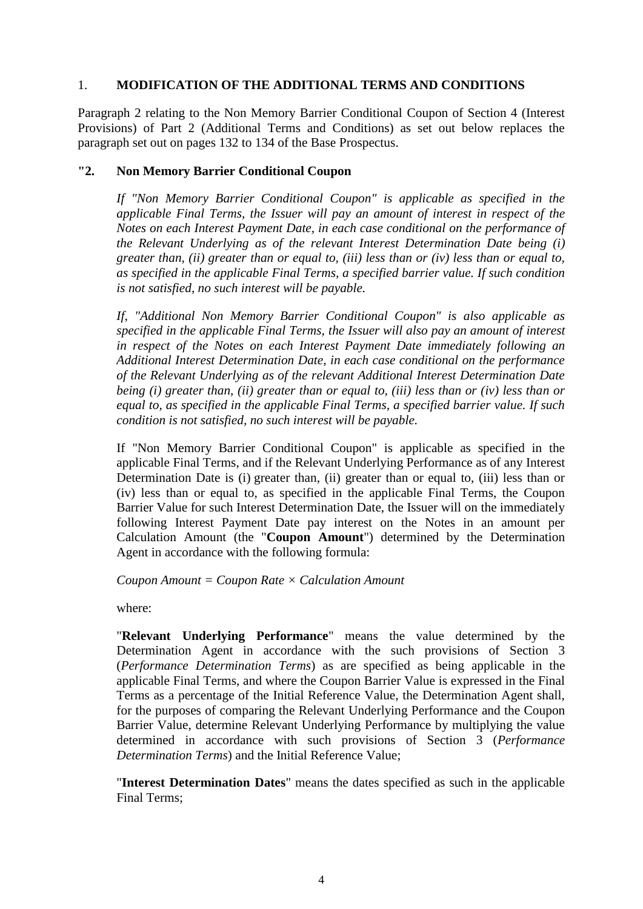## 1. MODIFICATION OF THE ADDITIONAL TERMS AND CONDITIONS

Paragraph 2 relating to the Non Memory Barrier Conditional Coupon of Section 4 (Interest Provisions) of Part 2 (Additional Terms and Conditions) as set out below replaces the paragraph set out on pages 132 to 134 of the Base Prospectus.

### "2. Non Memory Barrier Conditional Coupon

*If "Non Memory Barrier Conditional Coupon" is applicable as specified in the applicable Final Terms, the Issuer will pay an amount of interest in respect of the Notes on each Interest Payment Date, in each case conditional on the performance of the Relevant Underlying as of the relevant Interest Determination Date being (i) greater than, (ii) greater than or equal to, (iii) less than or (iv) less than or equal to, as specified in the applicable Final Terms, a specified barrier value. If such condition is not satisfied, no such interest will be payable.*

*If, "Additional Non Memory Barrier Conditional Coupon" is also applicable as specified in the applicable Final Terms, the Issuer will also pay an amount of interest in respect of the Notes on each Interest Payment Date immediately following an Additional Interest Determination Date, in each case conditional on the performance of the Relevant Underlying as of the relevant Additional Interest Determination Date being (i) greater than, (ii) greater than or equal to, (iii) less than or (iv) less than or equal to, as specified in the applicable Final Terms, a specified barrier value. If such condition is not satisfied, no such interest will be payable.*

If "Non Memory Barrier Conditional Coupon" is applicable as specified in the applicable Final Terms, and if the Relevant Underlying Performance as of any Interest Determination Date is (i) greater than, (ii) greater than or equal to, (iii) less than or (iv) less than or equal to, as specified in the applicable Final Terms, the Coupon Barrier Value for such Interest Determination Date, the Issuer will on the immediately following Interest Payment Date pay interest on the Notes in an amount per Calculation Amount (the "**Coupon Amount**") determined by the Determination Agent in accordance with the following formula:

*Coupon Amount = Coupon Rate × Calculation Amount*

where:

"**Relevant Underlying Performance**" means the value determined by the Determination Agent in accordance with the such provisions of Section 3 (*Performance Determination Terms*) as are specified as being applicable in the applicable Final Terms, and where the Coupon Barrier Value is expressed in the Final Terms as a percentage of the Initial Reference Value, the Determination Agent shall, for the purposes of comparing the Relevant Underlying Performance and the Coupon Barrier Value, determine Relevant Underlying Performance by multiplying the value determined in accordance with such provisions of Section 3 (*Performance Determination Terms*) and the Initial Reference Value;

"**Interest Determination Dates**" means the dates specified as such in the applicable Final Terms;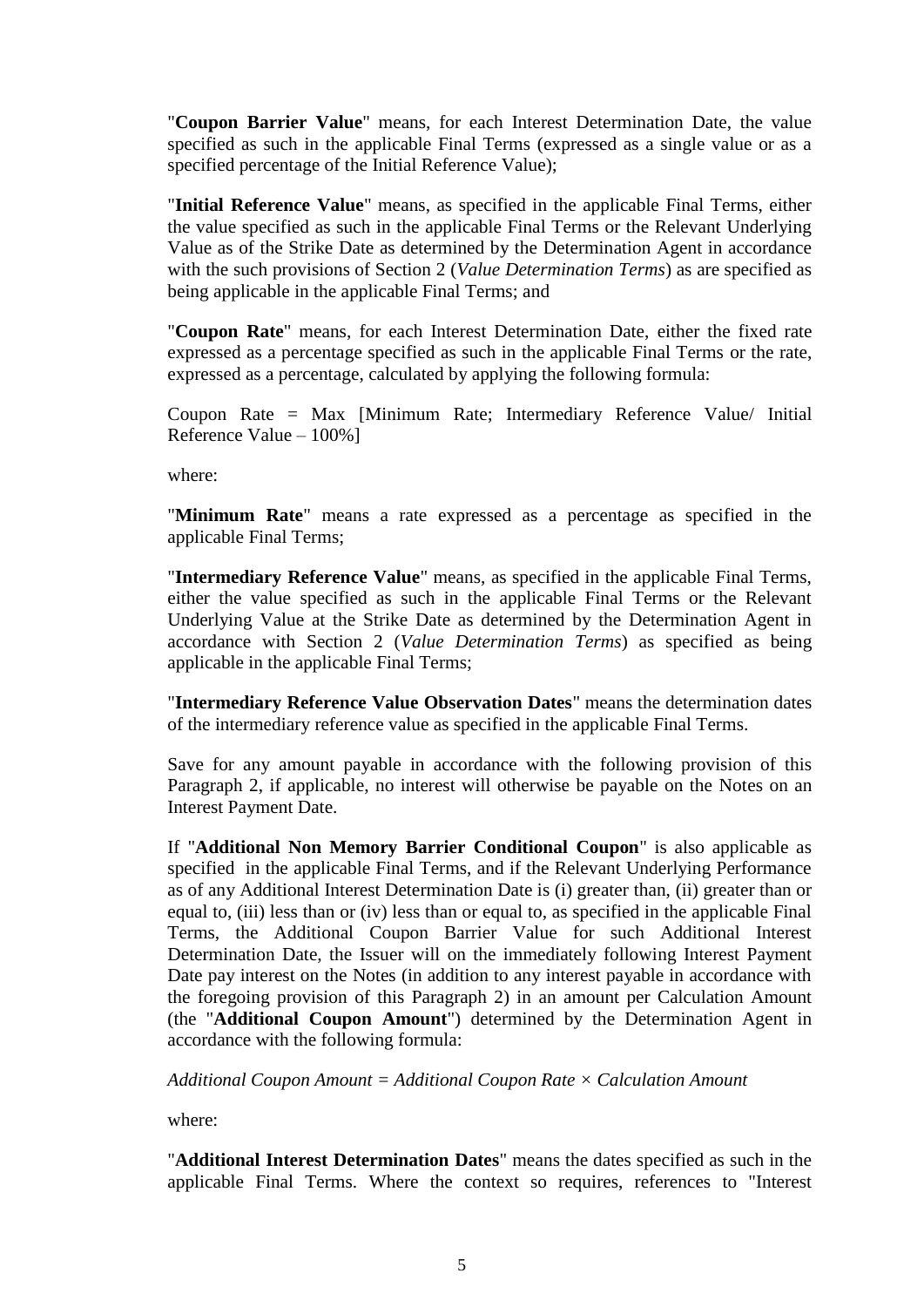"**Coupon Barrier Value**" means, for each Interest Determination Date, the value specified as such in the applicable Final Terms (expressed as a single value or as a specified percentage of the Initial Reference Value);

"**Initial Reference Value**" means, as specified in the applicable Final Terms, either the value specified as such in the applicable Final Terms or the Relevant Underlying Value as of the Strike Date as determined by the Determination Agent in accordance with the such provisions of Section 2 (*Value Determination Terms*) as are specified as being applicable in the applicable Final Terms; and

"**Coupon Rate**" means, for each Interest Determination Date, either the fixed rate expressed as a percentage specified as such in the applicable Final Terms or the rate, expressed as a percentage, calculated by applying the following formula:

Coupon Rate = Max [Minimum Rate; Intermediary Reference Value/ Initial Reference Value – 100%]

where:

"**Minimum Rate**" means a rate expressed as a percentage as specified in the applicable Final Terms;

"**Intermediary Reference Value**" means, as specified in the applicable Final Terms, either the value specified as such in the applicable Final Terms or the Relevant Underlying Value at the Strike Date as determined by the Determination Agent in accordance with Section 2 (*Value Determination Terms*) as specified as being applicable in the applicable Final Terms;

"**Intermediary Reference Value Observation Dates**" means the determination dates of the intermediary reference value as specified in the applicable Final Terms.

Save for any amount payable in accordance with the following provision of this Paragraph 2, if applicable, no interest will otherwise be payable on the Notes on an Interest Payment Date.

If "**Additional Non Memory Barrier Conditional Coupon**" is also applicable as specified in the applicable Final Terms, and if the Relevant Underlying Performance as of any Additional Interest Determination Date is (i) greater than, (ii) greater than or equal to, (iii) less than or (iv) less than or equal to, as specified in the applicable Final Terms, the Additional Coupon Barrier Value for such Additional Interest Determination Date, the Issuer will on the immediately following Interest Payment Date pay interest on the Notes (in addition to any interest payable in accordance with the foregoing provision of this Paragraph 2) in an amount per Calculation Amount (the "**Additional Coupon Amount**") determined by the Determination Agent in accordance with the following formula:

*Additional Coupon Amount = Additional Coupon Rate × Calculation Amount*

where:

"**Additional Interest Determination Dates**" means the dates specified as such in the applicable Final Terms. Where the context so requires, references to "Interest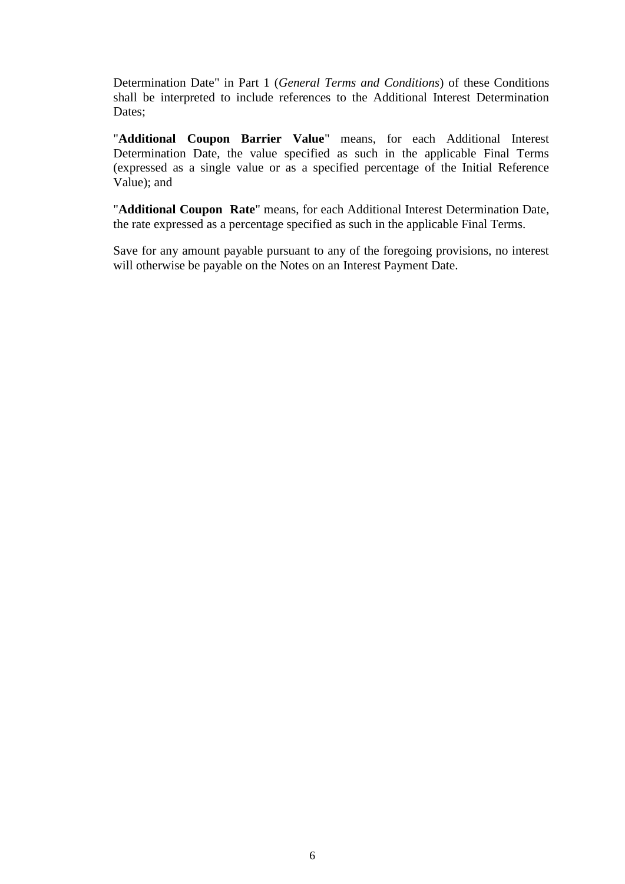Determination Date" in Part 1 (*General Terms and Conditions*) of these Conditions shall be interpreted to include references to the Additional Interest Determination Dates;

"**Additional Coupon Barrier Value**" means, for each Additional Interest Determination Date, the value specified as such in the applicable Final Terms (expressed as a single value or as a specified percentage of the Initial Reference Value); and

"**Additional Coupon Rate**" means, for each Additional Interest Determination Date, the rate expressed as a percentage specified as such in the applicable Final Terms.

Save for any amount payable pursuant to any of the foregoing provisions, no interest will otherwise be payable on the Notes on an Interest Payment Date.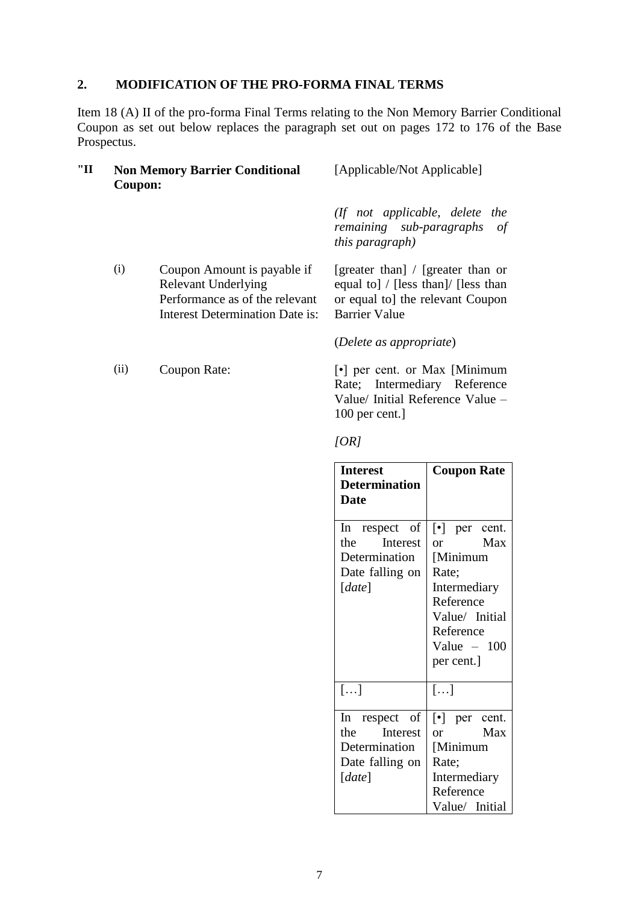## 2. MODIFICATION OF THE PRO-FORMA FINAL TERMS

Item 18 (A) II of the pro-forma Final Terms relating to the Non Memory Barrier Conditional Coupon as set out below replaces the paragraph set out on pages 172 to 176 of the Base Prospectus.

**"II Non Memory Barrier Conditional Coupon:** [Applicable/Not Applicable]

*(If not applicable, delete the remaining sub-paragraphs of this paragraph)*

(i) Coupon Amount is payable if Relevant Underlying Performance as of the relevant Interest Determination Date is: [greater than] / [greater than or equal to] / [less than]/ [less than or equal to] the relevant Coupon Barrier Value

(*Delete as appropriate*)

(ii) Coupon Rate: [•] per cent. or Max [Minimum Rate; Intermediary Reference Value/ Initial Reference Value – 100 per cent.]

*[OR]*

| Interest Determination Date | Coupon Rate |
|---|---|
| In respect of the Interest Determination Date falling on [*date*] | [•] per cent. or Max [Minimum Rate; Intermediary Reference Value/ Initial Reference Value – 100 per cent.] |
| […] | […] |
| In respect of the Interest Determination Date falling on [*date*] | [•] per cent. or Max [Minimum Rate; Intermediary Reference Value/ Initial |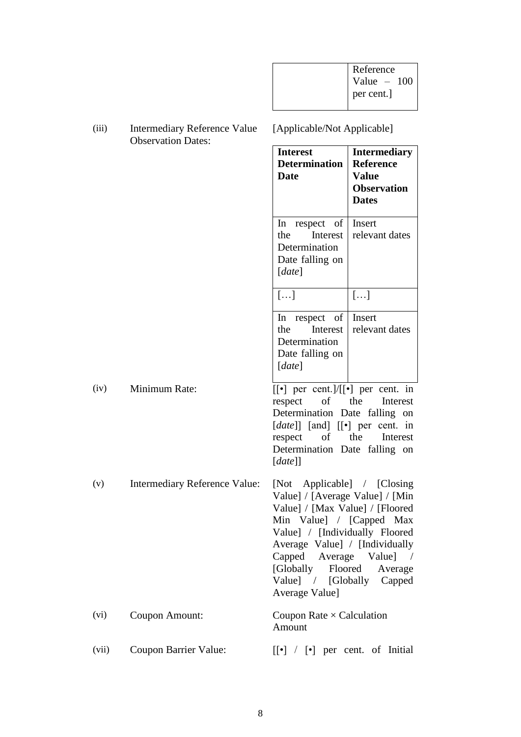| | Reference Value – 100 per cent.] |
|---|---|

(iii) Intermediary Reference Value Observation Dates: [Applicable/Not Applicable]

| **Interest Determination Date** | **Intermediary Reference Value Observation Dates** |
|---|---|
| In respect of the Interest Determination Date falling on [*date*] | Insert relevant dates |
| […] | […] |
| In respect of the Interest Determination Date falling on [*date*] | Insert relevant dates |

(iv) Minimum Rate: [[•] per cent.]/[[•] per cent. in respect of the Interest Determination Date falling on [*date*]] [and] [[•] per cent. in respect of the Interest Determination Date falling on [*date*]]

(v) Intermediary Reference Value: [Not Applicable] / [Closing Value] / [Average Value] / [Min Value] / [Max Value] / [Floored Min Value] / [Capped Max Value] / [Individually Floored Average Value] / [Individually Capped Average Value] / [Globally Floored Average Value] / [Globally Capped Average Value]

(vi) Coupon Amount: Coupon Rate × Calculation Amount

(vii) Coupon Barrier Value: [[•] / [•] per cent. of Initial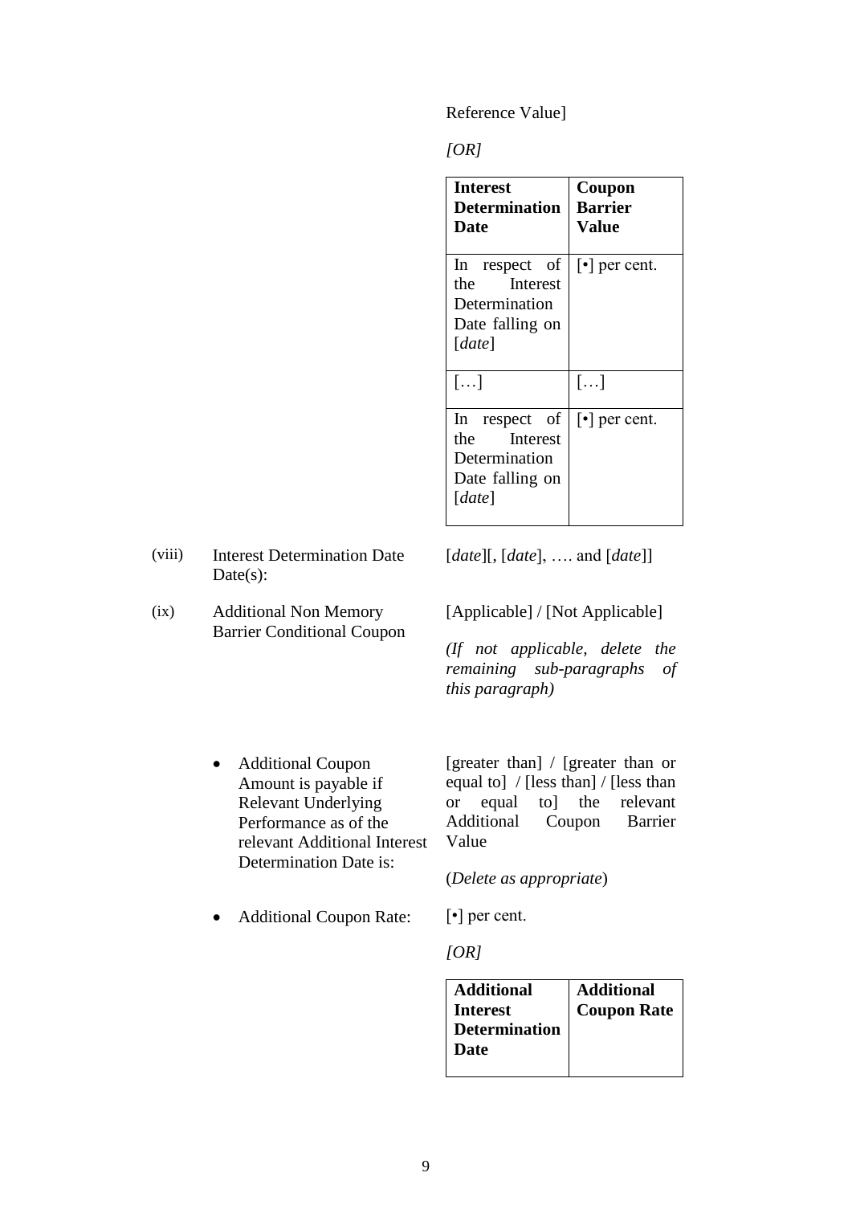Reference Value]

*[OR]*

| **Interest Determination Date** | **Coupon Barrier Value** |
|---|---|
| In respect of the Interest Determination Date falling on [*date*] | [•] per cent. |
| […] | […] |
| In respect of the Interest Determination Date falling on [*date*] | [•] per cent. |

(viii) Interest Determination Date Date(s): [*date*][, [*date*], …. and [*date*]]

(ix) Additional Non Memory Barrier Conditional Coupon [Applicable] / [Not Applicable]

*(If not applicable, delete the remaining sub-paragraphs of this paragraph)*

- Additional Coupon Amount is payable if Relevant Underlying Performance as of the relevant Additional Interest Determination Date is: [greater than] / [greater than or equal to] / [less than] / [less than or equal to] the relevant Additional Coupon Barrier Value

  (*Delete as appropriate*)

- Additional Coupon Rate: [•] per cent.

  *[OR]*

| **Additional Interest Determination Date** | **Additional Coupon Rate** |
|---|---|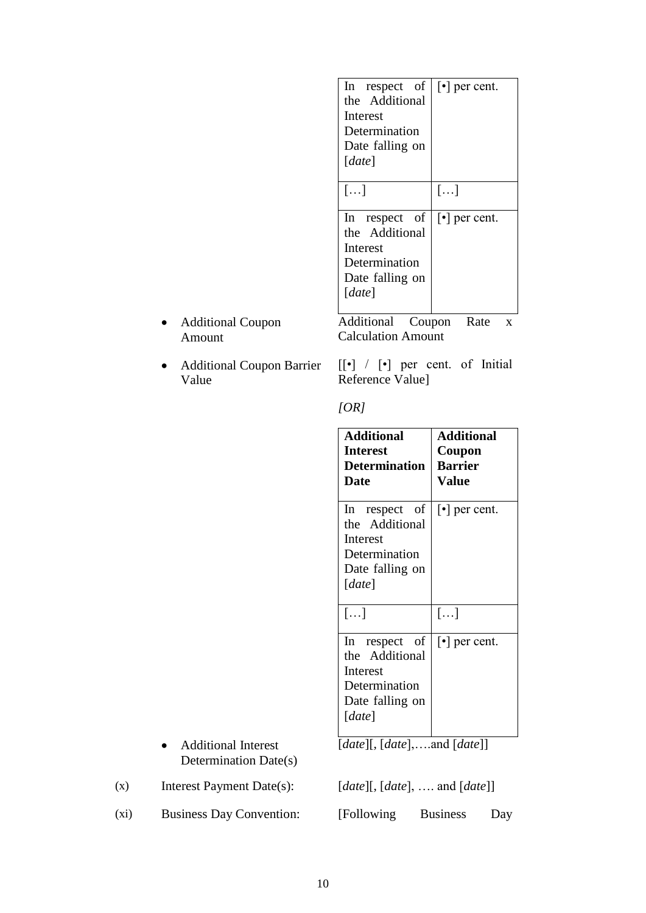| | |
|---|---|
| In respect of the Additional Interest Determination Date falling on [*date*] | [•] per cent. |
| […] | […] |
| In respect of the Additional Interest Determination Date falling on [*date*] | [•] per cent. |

- Additional Coupon Amount: Additional Coupon Rate x Calculation Amount

- Additional Coupon Barrier Value: [[•] / [•] per cent. of Initial Reference Value]

  *[OR]*

| **Additional Interest Determination Date** | **Additional Coupon Barrier Value** |
|---|---|
| In respect of the Additional Interest Determination Date falling on [*date*] | [•] per cent. |
| […] | […] |
| In respect of the Additional Interest Determination Date falling on [*date*] | [•] per cent. |

- Additional Interest Determination Date(s): [*date*][, [*date*],….and [*date*]]

(x) Interest Payment Date(s): [*date*][, [*date*], …. and [*date*]]

(xi) Business Day Convention: [Following Business Day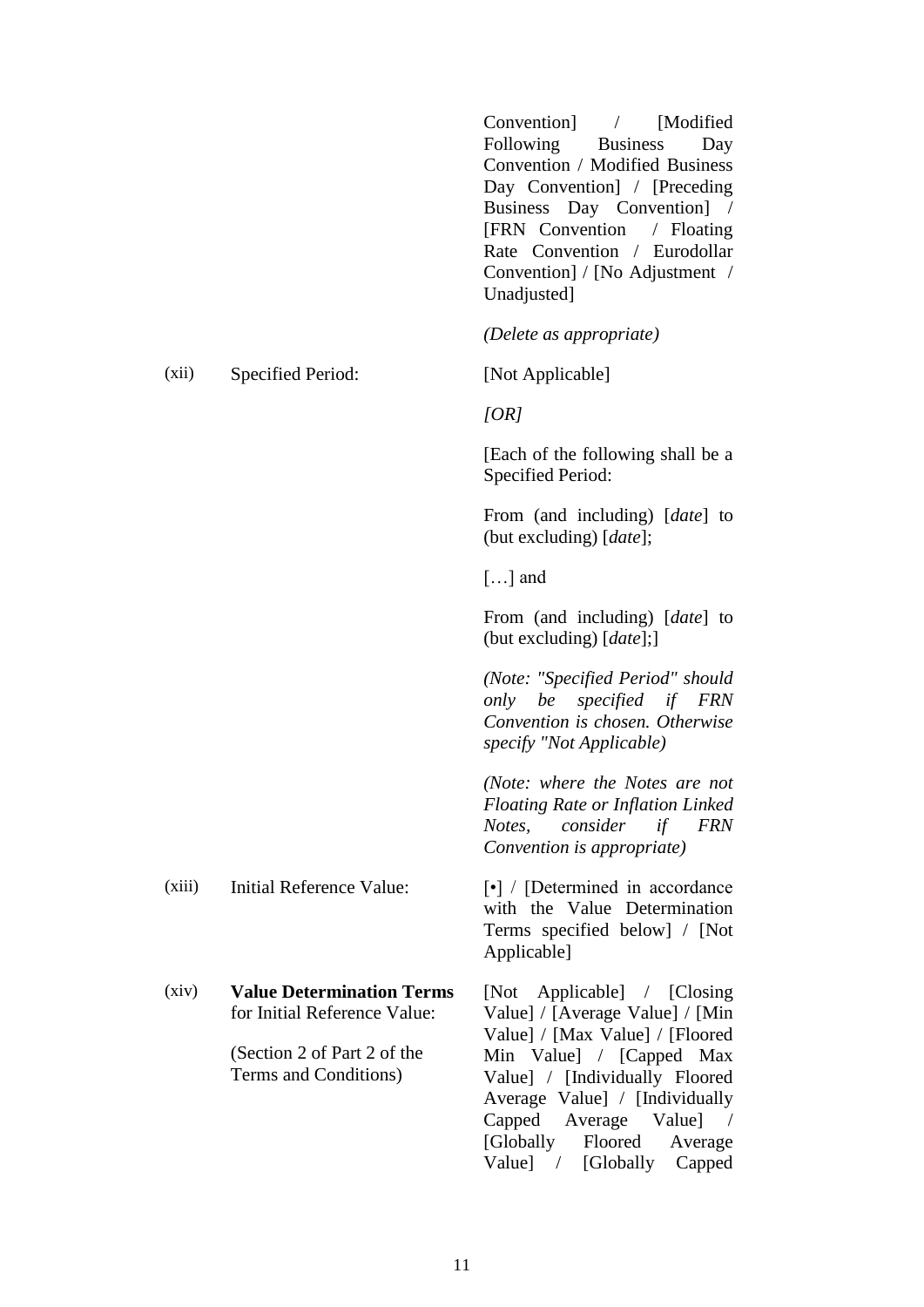| | | |
|---|---|---|
| | | Convention] / [Modified Following Business Day Convention / Modified Business Day Convention] / [Preceding Business Day Convention] / [FRN Convention / Floating Rate Convention / Eurodollar Convention] / [No Adjustment / Unadjusted]<br><br>*(Delete as appropriate)* |
| (xii) | Specified Period: | [Not Applicable]<br><br>*[OR]*<br><br>[Each of the following shall be a Specified Period:<br><br>From (and including) [*date*] to (but excluding) [*date*];<br><br>[…] and<br><br>From (and including) [*date*] to (but excluding) [*date*];]<br><br>*(Note: "Specified Period" should only be specified if FRN Convention is chosen. Otherwise specify "Not Applicable)*<br><br>*(Note: where the Notes are not Floating Rate or Inflation Linked Notes, consider if FRN Convention is appropriate)* |
| (xiii) | Initial Reference Value: | [•] / [Determined in accordance with the Value Determination Terms specified below] / [Not Applicable] |
| (xiv) | **Value Determination Terms** for Initial Reference Value:<br><br>(Section 2 of Part 2 of the Terms and Conditions) | [Not Applicable] / [Closing Value] / [Average Value] / [Min Value] / [Max Value] / [Floored Min Value] / [Capped Max Value] / [Individually Floored Average Value] / [Individually Capped Average Value] / [Globally Floored Average Value] / [Globally Capped |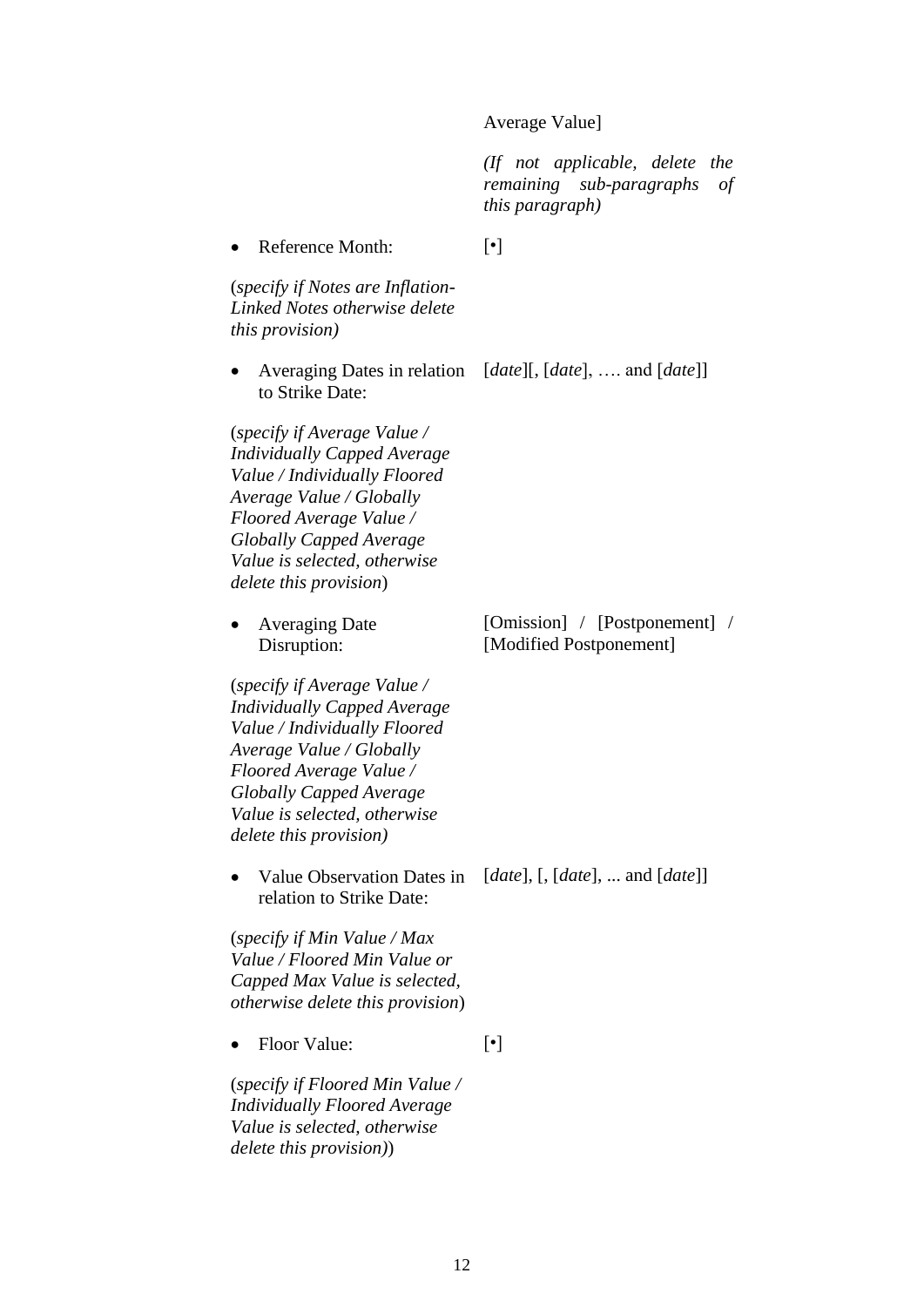Average Value]

*(If not applicable, delete the remaining sub-paragraphs of this paragraph)*

- Reference Month: [•]

(*specify if Notes are Inflation-Linked Notes otherwise delete this provision)*

- Averaging Dates in relation to Strike Date: [*date*][, [*date*], …. and [*date*]]

(*specify if Average Value / Individually Capped Average Value / Individually Floored Average Value / Globally Floored Average Value / Globally Capped Average Value is selected, otherwise delete this provision*)

- Averaging Date Disruption: [Omission] / [Postponement] / [Modified Postponement]

(*specify if Average Value / Individually Capped Average Value / Individually Floored Average Value / Globally Floored Average Value / Globally Capped Average Value is selected, otherwise delete this provision)*

- Value Observation Dates in relation to Strike Date: [*date*], [, [*date*], ... and [*date*]]

(*specify if Min Value / Max Value / Floored Min Value or Capped Max Value is selected, otherwise delete this provision*)

- Floor Value: [•]

(*specify if Floored Min Value / Individually Floored Average Value is selected, otherwise delete this provision)*)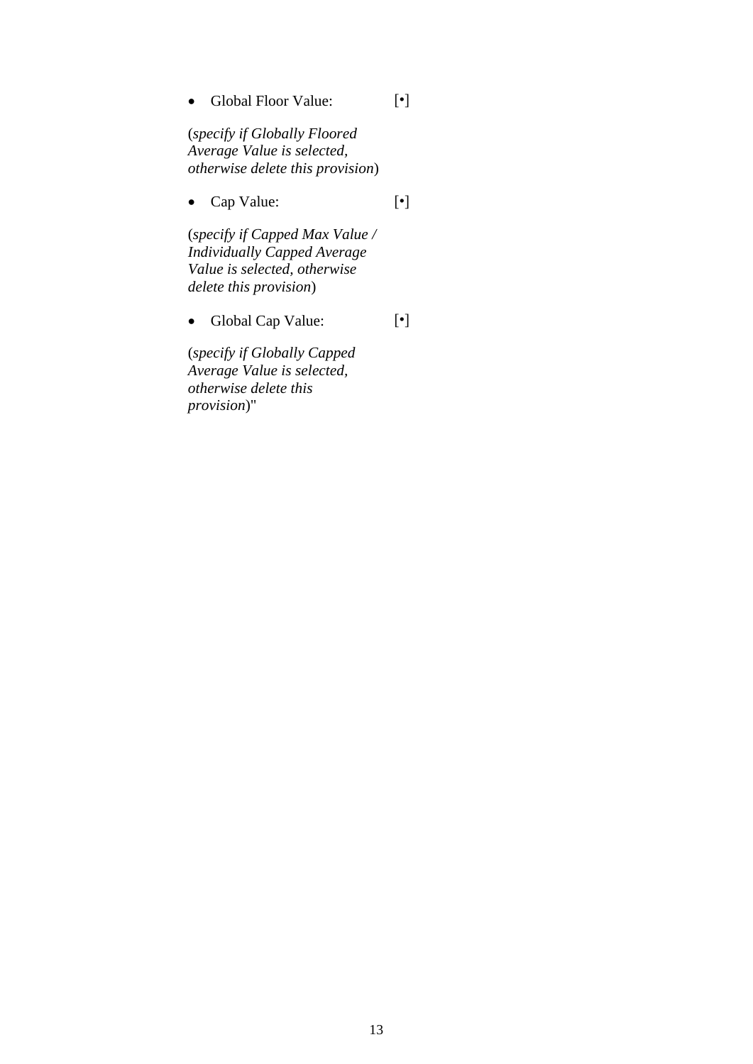- Global Floor Value: [•]

(*specify if Globally Floored Average Value is selected, otherwise delete this provision*)

- Cap Value: [•]

(*specify if Capped Max Value / Individually Capped Average Value is selected, otherwise delete this provision*)

- Global Cap Value: [•]

(*specify if Globally Capped Average Value is selected, otherwise delete this provision*)"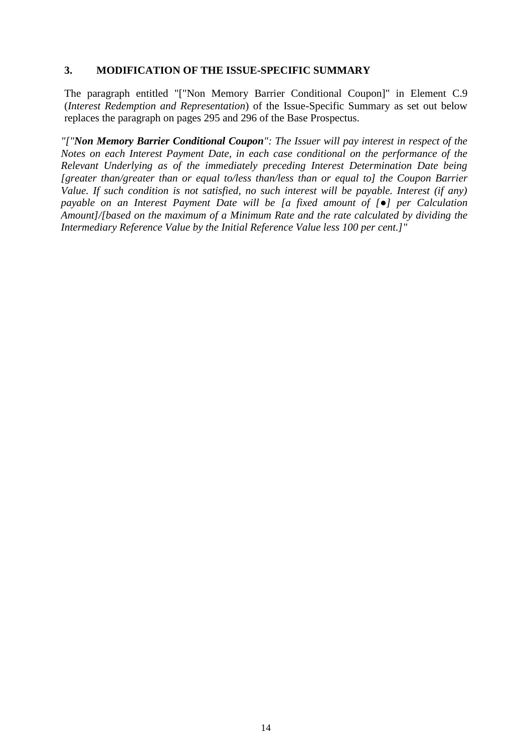## 3. MODIFICATION OF THE ISSUE-SPECIFIC SUMMARY

The paragraph entitled "["Non Memory Barrier Conditional Coupon]" in Element C.9 (*Interest Redemption and Representation*) of the Issue-Specific Summary as set out below replaces the paragraph on pages 295 and 296 of the Base Prospectus.

*"["**Non Memory Barrier Conditional Coupon**": The Issuer will pay interest in respect of the Notes on each Interest Payment Date, in each case conditional on the performance of the Relevant Underlying as of the immediately preceding Interest Determination Date being [greater than/greater than or equal to/less than/less than or equal to] the Coupon Barrier Value. If such condition is not satisfied, no such interest will be payable. Interest (if any) payable on an Interest Payment Date will be [a fixed amount of [●] per Calculation Amount]/[based on the maximum of a Minimum Rate and the rate calculated by dividing the Intermediary Reference Value by the Initial Reference Value less 100 per cent.]"*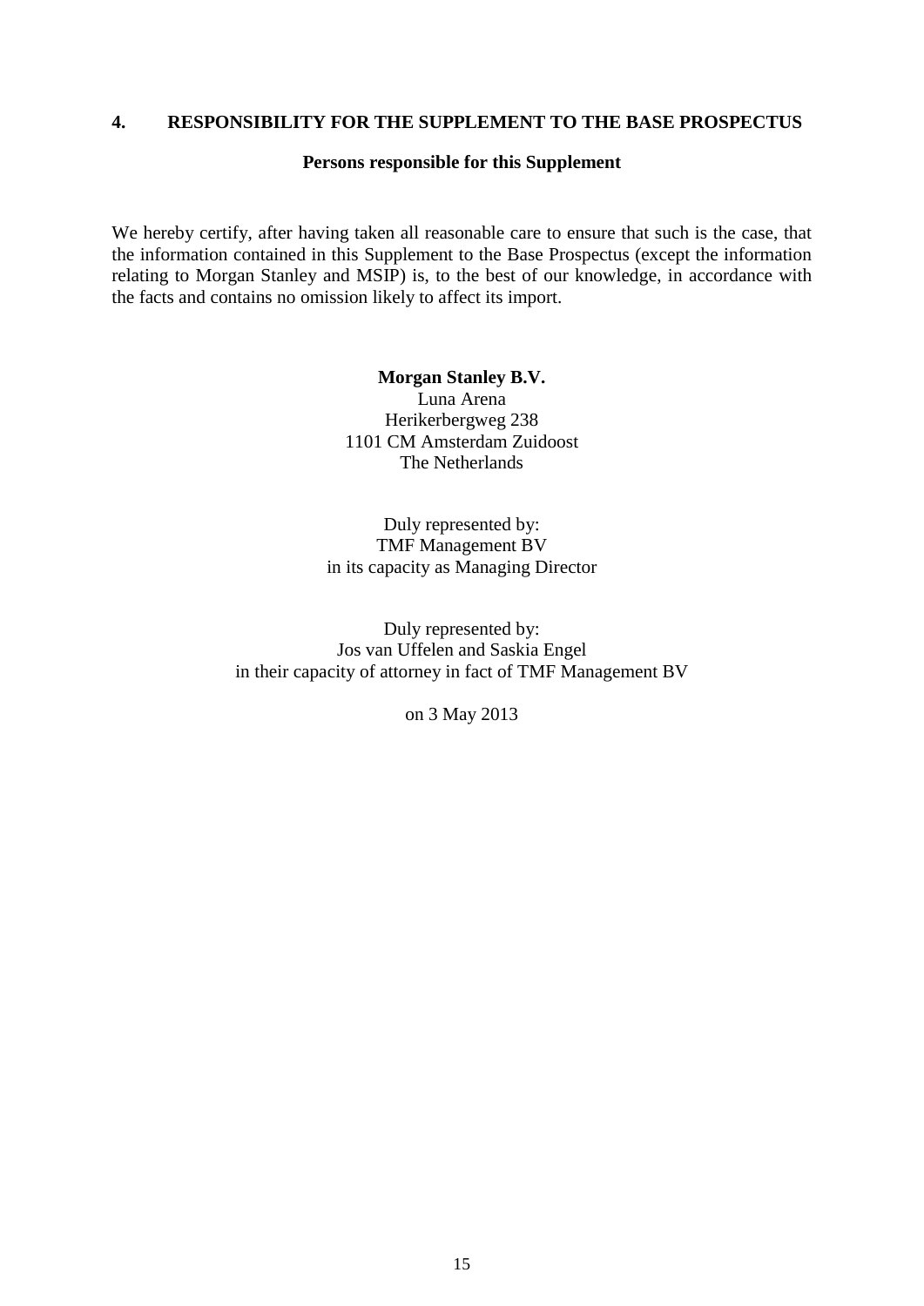## 4. RESPONSIBILITY FOR THE SUPPLEMENT TO THE BASE PROSPECTUS

**Persons responsible for this Supplement**

We hereby certify, after having taken all reasonable care to ensure that such is the case, that the information contained in this Supplement to the Base Prospectus (except the information relating to Morgan Stanley and MSIP) is, to the best of our knowledge, in accordance with the facts and contains no omission likely to affect its import.

**Morgan Stanley B.V.**
Luna Arena
Herikerbergweg 238
1101 CM Amsterdam Zuidoost
The Netherlands

Duly represented by:
TMF Management BV
in its capacity as Managing Director

Duly represented by:
Jos van Uffelen and Saskia Engel
in their capacity of attorney in fact of TMF Management BV

on 3 May 2013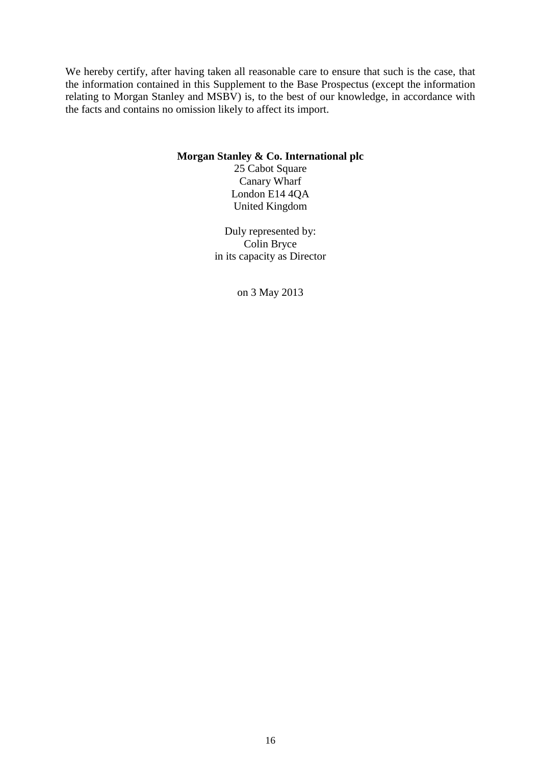We hereby certify, after having taken all reasonable care to ensure that such is the case, that the information contained in this Supplement to the Base Prospectus (except the information relating to Morgan Stanley and MSBV) is, to the best of our knowledge, in accordance with the facts and contains no omission likely to affect its import.

**Morgan Stanley & Co. International plc**
25 Cabot Square
Canary Wharf
London E14 4QA
United Kingdom

Duly represented by:
Colin Bryce
in its capacity as Director

on 3 May 2013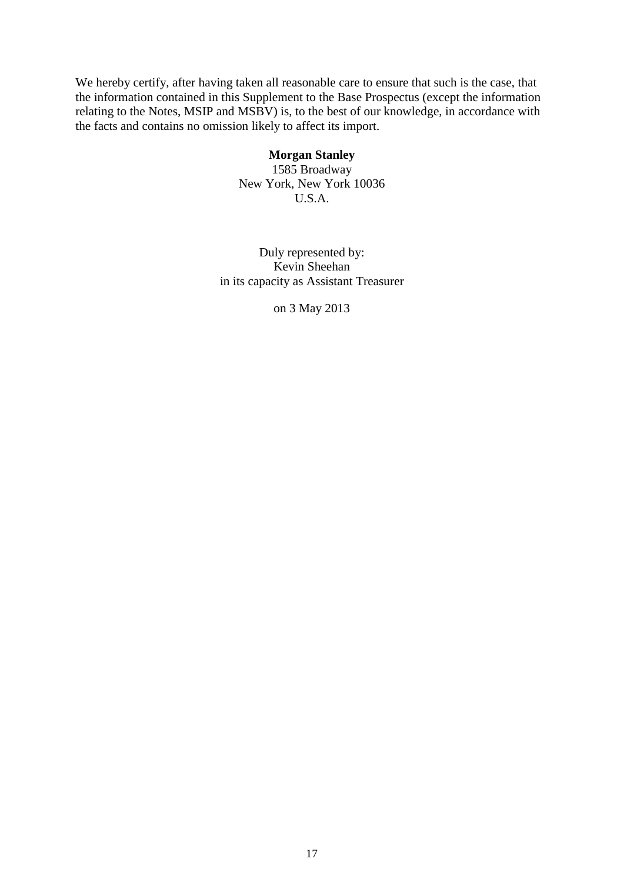We hereby certify, after having taken all reasonable care to ensure that such is the case, that the information contained in this Supplement to the Base Prospectus (except the information relating to the Notes, MSIP and MSBV) is, to the best of our knowledge, in accordance with the facts and contains no omission likely to affect its import.

**Morgan Stanley**
1585 Broadway
New York, New York 10036
U.S.A.

Duly represented by:
Kevin Sheehan
in its capacity as Assistant Treasurer

on 3 May 2013